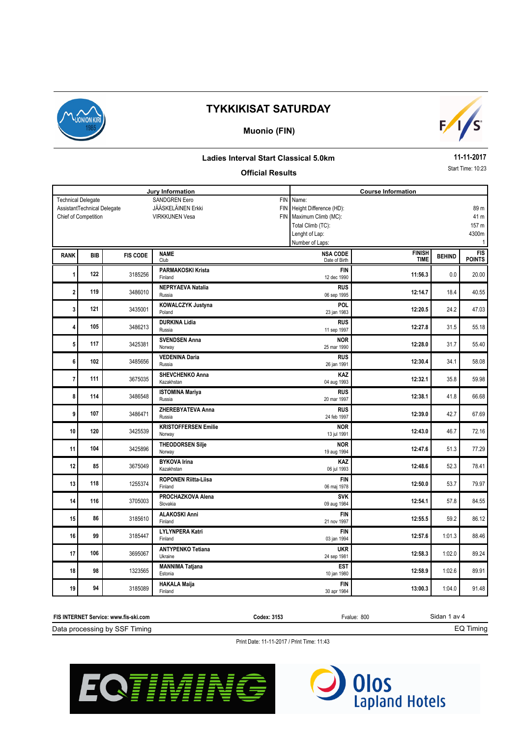# TYKKIKISAT SATURDAY

## Muonio (FIN)

### Ladies Interval Start Classical 5.0km

**Official Results**

**11-11-2017**

Start Time: 10:23

| Jury Information | | | Course Information | |
|---|---|---|---|---|
| Technical Delegate | SANDGREN Eero | FIN | Name: | |
| AssistantTechnical Delegate | JÄÄSKELÄINEN Erkki | FIN | Height Difference (HD): | 89 m |
| Chief of Competition | VIRKKUNEN Vesa | FIN | Maximum Climb (MC): | 41 m |
| | | | Total Climb (TC): | 157 m |
| | | | Lenght of Lap: | 4300m |
| | | | Number of Laps: | 1 |

| RANK | BIB | FIS CODE | NAME / Club | NSA CODE / Date of Birth | FINISH TIME | BEHIND | FIS POINTS |
|---|---|---|---|---|---|---|---|
| 1 | 122 | 3185256 | PARMAKOSKI Krista / Finland | FIN / 12 dec 1990 | 11:56.3 | 0.0 | 20.00 |
| 2 | 119 | 3486010 | NEPRYAEVA Natalia / Russia | RUS / 06 sep 1995 | 12:14.7 | 18.4 | 40.55 |
| 3 | 121 | 3435001 | KOWALCZYK Justyna / Poland | POL / 23 jan 1983 | 12:20.5 | 24.2 | 47.03 |
| 4 | 105 | 3486213 | DURKINA Lidia / Russia | RUS / 11 sep 1997 | 12:27.8 | 31.5 | 55.18 |
| 5 | 117 | 3425381 | SVENDSEN Anna / Norway | NOR / 25 mar 1990 | 12:28.0 | 31.7 | 55.40 |
| 6 | 102 | 3485656 | VEDENINA Daria / Russia | RUS / 26 jan 1991 | 12:30.4 | 34.1 | 58.08 |
| 7 | 111 | 3675035 | SHEVCHENKO Anna / Kazakhstan | KAZ / 04 aug 1993 | 12:32.1 | 35.8 | 59.98 |
| 8 | 114 | 3486548 | ISTOMINA Mariya / Russia | RUS / 20 mar 1997 | 12:38.1 | 41.8 | 66.68 |
| 9 | 107 | 3486471 | ZHEREBYATEVA Anna / Russia | RUS / 24 feb 1997 | 12:39.0 | 42.7 | 67.69 |
| 10 | 120 | 3425539 | KRISTOFFERSEN Emilie / Norway | NOR / 13 jul 1991 | 12:43.0 | 46.7 | 72.16 |
| 11 | 104 | 3425896 | THEODORSEN Silje / Norway | NOR / 19 aug 1994 | 12:47.6 | 51.3 | 77.29 |
| 12 | 85 | 3675049 | BYKOVA Irina / Kazakhstan | KAZ / 06 jul 1993 | 12:48.6 | 52.3 | 78.41 |
| 13 | 118 | 1255374 | ROPONEN Riitta-Liisa / Finland | FIN / 06 maj 1978 | 12:50.0 | 53.7 | 79.97 |
| 14 | 116 | 3705003 | PROCHAZKOVA Alena / Slovakia | SVK / 09 aug 1984 | 12:54.1 | 57.8 | 84.55 |
| 15 | 86 | 3185610 | ALAKOSKI Anni / Finland | FIN / 21 nov 1997 | 12:55.5 | 59.2 | 86.12 |
| 16 | 99 | 3185447 | LYLYNPERA Katri / Finland | FIN / 03 jan 1994 | 12:57.6 | 1:01.3 | 88.46 |
| 17 | 106 | 3695067 | ANTYPENKO Tetiana / Ukraine | UKR / 24 sep 1981 | 12:58.3 | 1:02.0 | 89.24 |
| 18 | 98 | 1323565 | MANNIMA Tatjana / Estonia | EST / 10 jan 1980 | 12:58.9 | 1:02.6 | 89.91 |
| 19 | 94 | 3185089 | HAKALA Maija / Finland | FIN / 30 apr 1984 | 13:00.3 | 1:04.0 | 91.48 |

FIS INTERNET Service: www.fis-ski.com | Codex: 3153 | Fvalue: 800

Data processing by SSF Timing | EQ Timing

Print Date: 11-11-2017 / Print Time: 11:43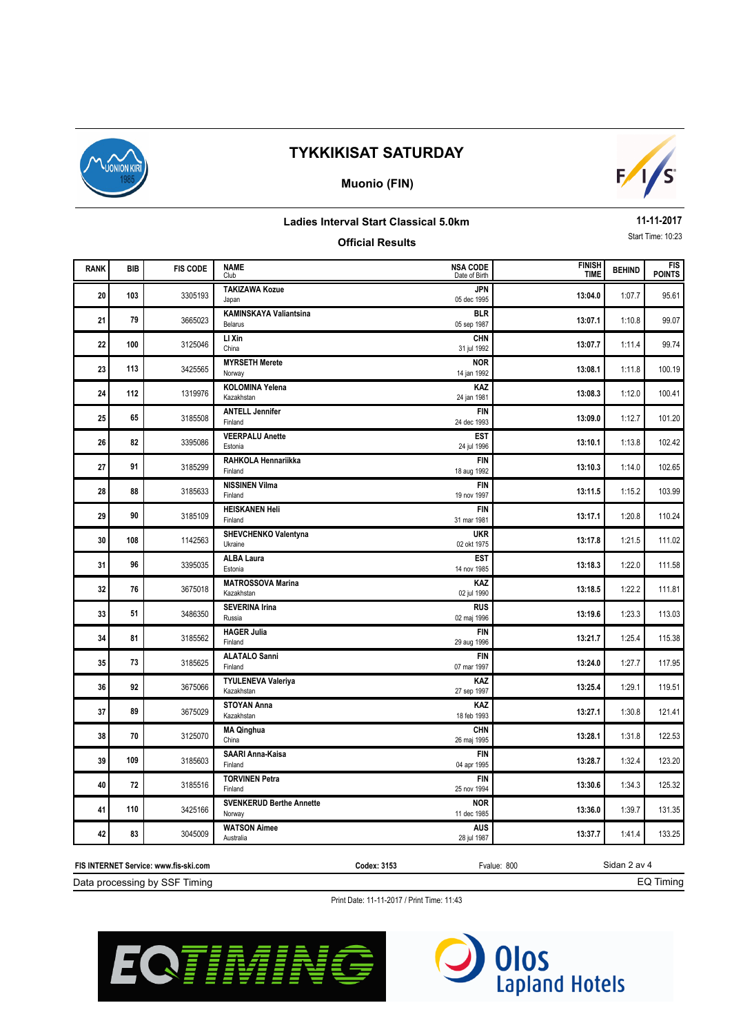# TYKKIKISAT SATURDAY

## Muonio (FIN)

### Ladies Interval Start Classical 5.0km

**Official Results**

**11-11-2017**

Start Time: 10:23

| RANK | BIB | FIS CODE | NAME<br>Club | NSA CODE<br>Date of Birth | FINISH TIME | BEHIND | FIS POINTS |
|---|---|---|---|---|---|---|---|
| 20 | 103 | 3305193 | **TAKIZAWA Kozue**<br>Japan | **JPN**<br>05 dec 1995 | 13:04.0 | 1:07.7 | 95.61 |
| 21 | 79 | 3665023 | **KAMINSKAYA Valiantsina**<br>Belarus | **BLR**<br>05 sep 1987 | 13:07.1 | 1:10.8 | 99.07 |
| 22 | 100 | 3125046 | **LI Xin**<br>China | **CHN**<br>31 jul 1992 | 13:07.7 | 1:11.4 | 99.74 |
| 23 | 113 | 3425565 | **MYRSETH Merete**<br>Norway | **NOR**<br>14 jan 1992 | 13:08.1 | 1:11.8 | 100.19 |
| 24 | 112 | 1319976 | **KOLOMINA Yelena**<br>Kazakhstan | **KAZ**<br>24 jan 1981 | 13:08.3 | 1:12.0 | 100.41 |
| 25 | 65 | 3185508 | **ANTELL Jennifer**<br>Finland | **FIN**<br>24 dec 1993 | 13:09.0 | 1:12.7 | 101.20 |
| 26 | 82 | 3395086 | **VEERPALU Anette**<br>Estonia | **EST**<br>24 jul 1996 | 13:10.1 | 1:13.8 | 102.42 |
| 27 | 91 | 3185299 | **RAHKOLA Hennariikka**<br>Finland | **FIN**<br>18 aug 1992 | 13:10.3 | 1:14.0 | 102.65 |
| 28 | 88 | 3185633 | **NISSINEN Vilma**<br>Finland | **FIN**<br>19 nov 1997 | 13:11.5 | 1:15.2 | 103.99 |
| 29 | 90 | 3185109 | **HEISKANEN Heli**<br>Finland | **FIN**<br>31 mar 1981 | 13:17.1 | 1:20.8 | 110.24 |
| 30 | 108 | 1142563 | **SHEVCHENKO Valentyna**<br>Ukraine | **UKR**<br>02 okt 1975 | 13:17.8 | 1:21.5 | 111.02 |
| 31 | 96 | 3395035 | **ALBA Laura**<br>Estonia | **EST**<br>14 nov 1985 | 13:18.3 | 1:22.0 | 111.58 |
| 32 | 76 | 3675018 | **MATROSSOVA Marina**<br>Kazakhstan | **KAZ**<br>02 jul 1990 | 13:18.5 | 1:22.2 | 111.81 |
| 33 | 51 | 3486350 | **SEVERINA Irina**<br>Russia | **RUS**<br>02 maj 1996 | 13:19.6 | 1:23.3 | 113.03 |
| 34 | 81 | 3185562 | **HAGER Julia**<br>Finland | **FIN**<br>29 aug 1996 | 13:21.7 | 1:25.4 | 115.38 |
| 35 | 73 | 3185625 | **ALATALO Sanni**<br>Finland | **FIN**<br>07 mar 1997 | 13:24.0 | 1:27.7 | 117.95 |
| 36 | 92 | 3675066 | **TYULENEVA Valeriya**<br>Kazakhstan | **KAZ**<br>27 sep 1997 | 13:25.4 | 1:29.1 | 119.51 |
| 37 | 89 | 3675029 | **STOYAN Anna**<br>Kazakhstan | **KAZ**<br>18 feb 1993 | 13:27.1 | 1:30.8 | 121.41 |
| 38 | 70 | 3125070 | **MA Qinghua**<br>China | **CHN**<br>26 maj 1995 | 13:28.1 | 1:31.8 | 122.53 |
| 39 | 109 | 3185603 | **SAARI Anna-Kaisa**<br>Finland | **FIN**<br>04 apr 1995 | 13:28.7 | 1:32.4 | 123.20 |
| 40 | 72 | 3185516 | **TORVINEN Petra**<br>Finland | **FIN**<br>25 nov 1994 | 13:30.6 | 1:34.3 | 125.32 |
| 41 | 110 | 3425166 | **SVENKERUD Berthe Annette**<br>Norway | **NOR**<br>11 dec 1985 | 13:36.0 | 1:39.7 | 131.35 |
| 42 | 83 | 3045009 | **WATSON Aimee**<br>Australia | **AUS**<br>28 jul 1987 | 13:37.7 | 1:41.4 | 133.25 |

**FIS INTERNET Service: www.fis-ski.com** **Codex: 3153** Fvalue: 800

Data processing by SSF Timing EQ Timing

Print Date: 11-11-2017 / Print Time: 11:43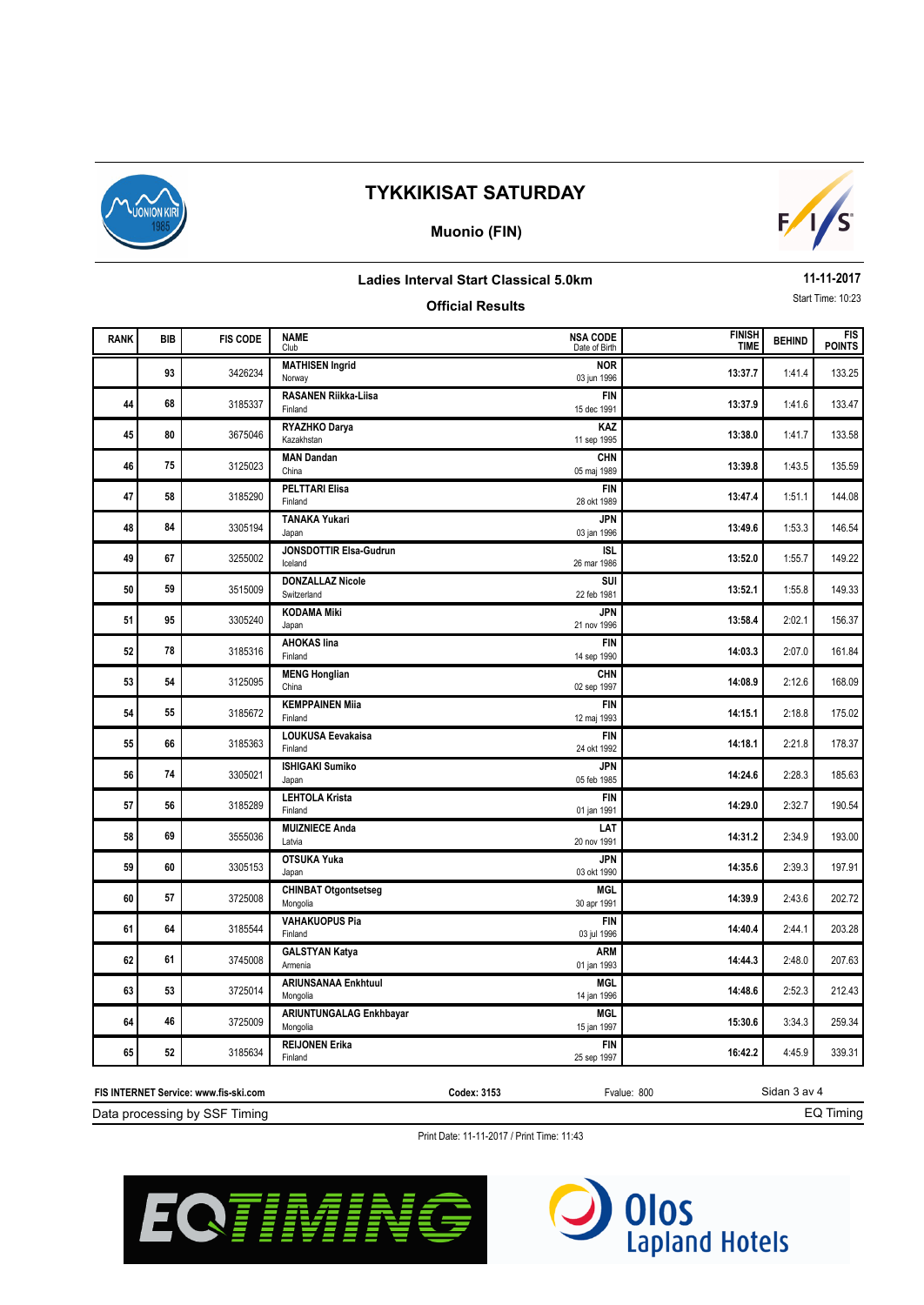# TYKKIKISAT SATURDAY

## Muonio (FIN)

### Ladies Interval Start Classical 5.0km

**Official Results**

**11-11-2017**

Start Time: 10:23

| RANK | BIB | FIS CODE | NAME<br>Club | NSA CODE<br>Date of Birth | FINISH TIME | BEHIND | FIS POINTS |
|---|---|---|---|---|---|---|---|
| | 93 | 3426234 | **MATHISEN Ingrid**<br>Norway | **NOR**<br>03 jun 1996 | **13:37.7** | 1:41.4 | 133.25 |
| 44 | 68 | 3185337 | **RASANEN Riikka-Liisa**<br>Finland | **FIN**<br>15 dec 1991 | **13:37.9** | 1:41.6 | 133.47 |
| 45 | 80 | 3675046 | **RYAZHKO Darya**<br>Kazakhstan | **KAZ**<br>11 sep 1995 | **13:38.0** | 1:41.7 | 133.58 |
| 46 | 75 | 3125023 | **MAN Dandan**<br>China | **CHN**<br>05 maj 1989 | **13:39.8** | 1:43.5 | 135.59 |
| 47 | 58 | 3185290 | **PELTTARI Elisa**<br>Finland | **FIN**<br>28 okt 1989 | **13:47.4** | 1:51.1 | 144.08 |
| 48 | 84 | 3305194 | **TANAKA Yukari**<br>Japan | **JPN**<br>03 jan 1996 | **13:49.6** | 1:53.3 | 146.54 |
| 49 | 67 | 3255002 | **JONSDOTTIR Elsa-Gudrun**<br>Iceland | **ISL**<br>26 mar 1986 | **13:52.0** | 1:55.7 | 149.22 |
| 50 | 59 | 3515009 | **DONZALLAZ Nicole**<br>Switzerland | **SUI**<br>22 feb 1981 | **13:52.1** | 1:55.8 | 149.33 |
| 51 | 95 | 3305240 | **KODAMA Miki**<br>Japan | **JPN**<br>21 nov 1996 | **13:58.4** | 2:02.1 | 156.37 |
| 52 | 78 | 3185316 | **AHOKAS Iina**<br>Finland | **FIN**<br>14 sep 1990 | **14:03.3** | 2:07.0 | 161.84 |
| 53 | 54 | 3125095 | **MENG Honglian**<br>China | **CHN**<br>02 sep 1997 | **14:08.9** | 2:12.6 | 168.09 |
| 54 | 55 | 3185672 | **KEMPPAINEN Miia**<br>Finland | **FIN**<br>12 maj 1993 | **14:15.1** | 2:18.8 | 175.02 |
| 55 | 66 | 3185363 | **LOUKUSA Eevakaisa**<br>Finland | **FIN**<br>24 okt 1992 | **14:18.1** | 2:21.8 | 178.37 |
| 56 | 74 | 3305021 | **ISHIGAKI Sumiko**<br>Japan | **JPN**<br>05 feb 1985 | **14:24.6** | 2:28.3 | 185.63 |
| 57 | 56 | 3185289 | **LEHTOLA Krista**<br>Finland | **FIN**<br>01 jan 1991 | **14:29.0** | 2:32.7 | 190.54 |
| 58 | 69 | 3555036 | **MUIZNIECE Anda**<br>Latvia | **LAT**<br>20 nov 1991 | **14:31.2** | 2:34.9 | 193.00 |
| 59 | 60 | 3305153 | **OTSUKA Yuka**<br>Japan | **JPN**<br>03 okt 1990 | **14:35.6** | 2:39.3 | 197.91 |
| 60 | 57 | 3725008 | **CHINBAT Otgontsetseg**<br>Mongolia | **MGL**<br>30 apr 1991 | **14:39.9** | 2:43.6 | 202.72 |
| 61 | 64 | 3185544 | **VAHAKUOPUS Pia**<br>Finland | **FIN**<br>03 jul 1996 | **14:40.4** | 2:44.1 | 203.28 |
| 62 | 61 | 3745008 | **GALSTYAN Katya**<br>Armenia | **ARM**<br>01 jan 1993 | **14:44.3** | 2:48.0 | 207.63 |
| 63 | 53 | 3725014 | **ARIUNSANAA Enkhtuul**<br>Mongolia | **MGL**<br>14 jan 1996 | **14:48.6** | 2:52.3 | 212.43 |
| 64 | 46 | 3725009 | **ARIUNTUNGALAG Enkhbayar**<br>Mongolia | **MGL**<br>15 jan 1997 | **15:30.6** | 3:34.3 | 259.34 |
| 65 | 52 | 3185634 | **REIJONEN Erika**<br>Finland | **FIN**<br>25 sep 1997 | **16:42.2** | 4:45.9 | 339.31 |

**FIS INTERNET Service: www.fis-ski.com** **Codex: 3153** Fvalue: 800

Data processing by SSF Timing — EQ Timing

Print Date: 11-11-2017 / Print Time: 11:43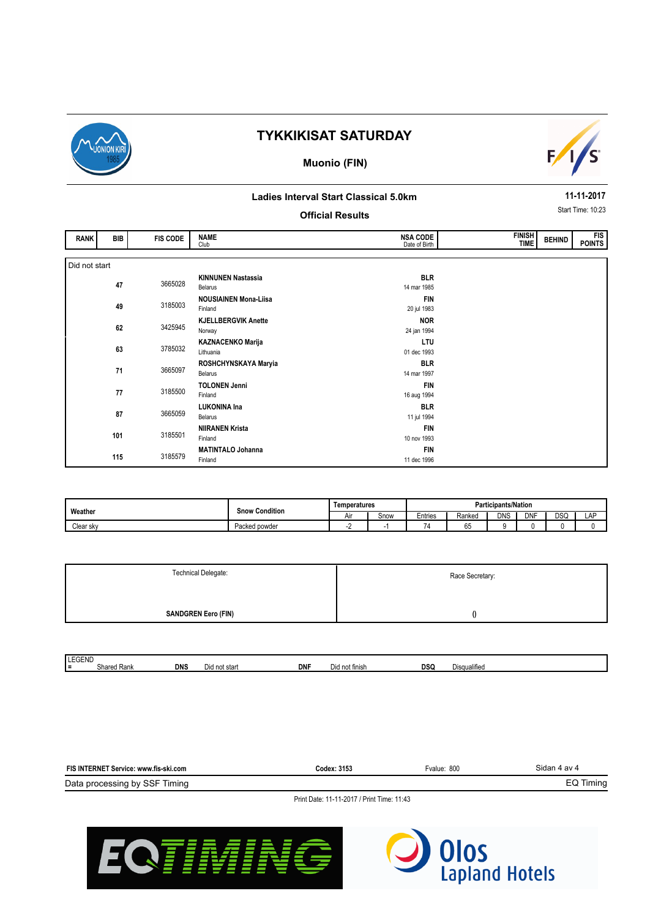# TYKKIKISAT SATURDAY

## Muonio (FIN)

### Ladies Interval Start Classical 5.0km

**11-11-2017**

Start Time: 10:23

### Official Results

| RANK | BIB | FIS CODE | NAME / Club | NSA CODE / Date of Birth | FINISH TIME | BEHIND | FIS POINTS |
|---|---|---|---|---|---|---|---|
| **Did not start** | | | | | | | |
| | 47 | 3665028 | **KINNUNEN Nastassia** Belarus | **BLR** 14 mar 1985 | | | |
| | 49 | 3185003 | **NOUSIAINEN Mona-Liisa** Finland | **FIN** 20 jul 1983 | | | |
| | 62 | 3425945 | **KJELLBERGVIK Anette** Norway | **NOR** 24 jan 1994 | | | |
| | 63 | 3785032 | **KAZNACENKO Marija** Lithuania | **LTU** 01 dec 1993 | | | |
| | 71 | 3665097 | **ROSHCHYNSKAYA Maryia** Belarus | **BLR** 14 mar 1997 | | | |
| | 77 | 3185500 | **TOLONEN Jenni** Finland | **FIN** 16 aug 1994 | | | |
| | 87 | 3665059 | **LUKONINA Ina** Belarus | **BLR** 11 jul 1994 | | | |
| | 101 | 3185501 | **NIIRANEN Krista** Finland | **FIN** 10 nov 1993 | | | |
| | 115 | 3185579 | **MATINTALO Johanna** Finland | **FIN** 11 dec 1996 | | | |

| Weather | Snow Condition | Temperatures | | Participants/Nation | | | | | |
|---|---|---|---|---|---|---|---|---|---|
| | | Air | Snow | Entries | Ranked | DNS | DNF | DSQ | LAP |
| Clear sky | Packed powder | -2 | -1 | 74 | 65 | 9 | 0 | 0 | 0 |

| Technical Delegate: | Race Secretary: |
|---|---|
| **SANDGREN Eero (FIN)** | () |

LEGEND

= Shared Rank **DNS** Did not start **DNF** Did not finish **DSQ** Disqualified

**FIS INTERNET Service: www.fis-ski.com** **Codex: 3153** Fvalue: 800

Data processing by SSF Timing EQ Timing

Print Date: 11-11-2017 / Print Time: 11:43